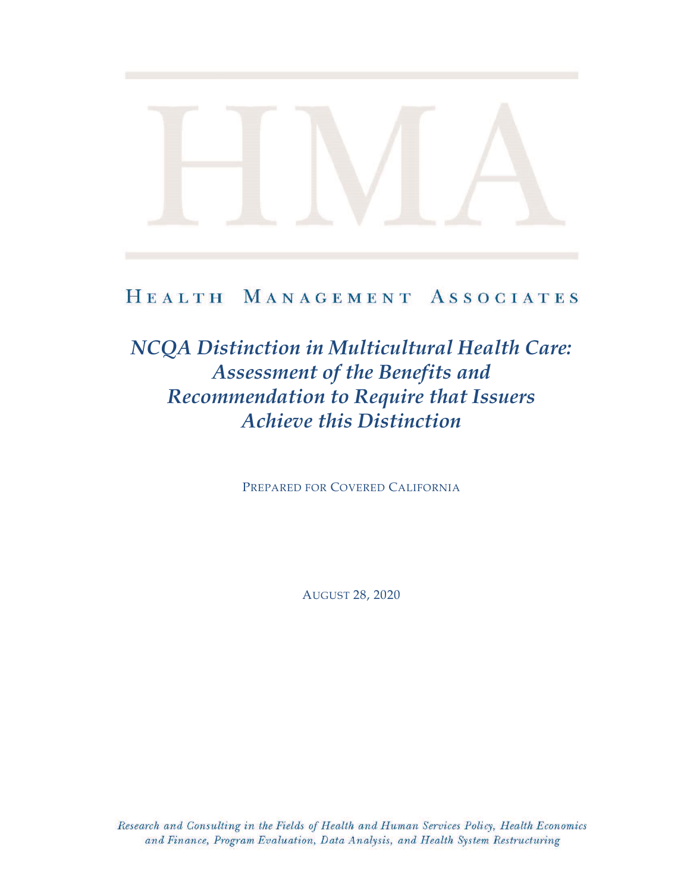HMA

HEALTH MANAGEMENT ASSOCIATES

# *NCQA Distinction in Multicultural Health Care: Assessment of the Benefits and Recommendation to Require that Issuers Achieve this Distinction*

PREPARED FOR COVERED CALIFORNIA

AUGUST 28, 2020

*Research and Consulting in the Fields of Health and Human Services Policy, Health Economics and Finance, Program Evaluation, Data Analysis, and Health System Restructuring*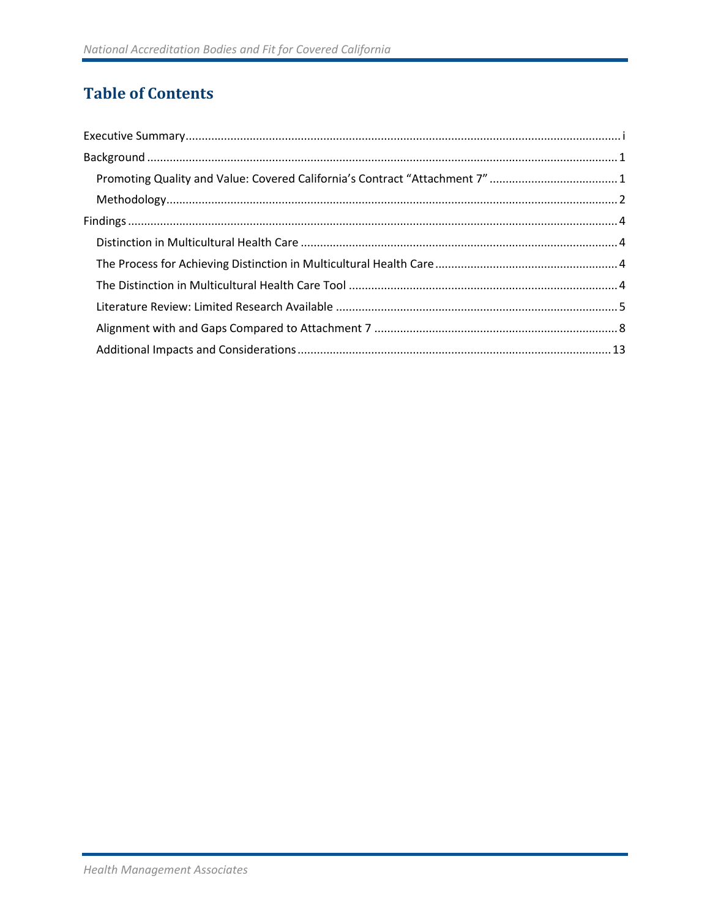# Table of Contents

Executive Summary ...................................................................................................................... i

Background ................................................................................................................................ 1

- Promoting Quality and Value: Covered California's Contract "Attachment 7" ........................................ 1
- Methodology ........................................................................................................................... 2

Findings ...................................................................................................................................... 4

- Distinction in Multicultural Health Care .................................................................................. 4
- The Process for Achieving Distinction in Multicultural Health Care ........................................ 4
- The Distinction in Multicultural Health Care Tool .................................................................. 4
- Literature Review: Limited Research Available ....................................................................... 5
- Alignment with and Gaps Compared to Attachment 7 ........................................................... 8
- Additional Impacts and Considerations ................................................................................ 13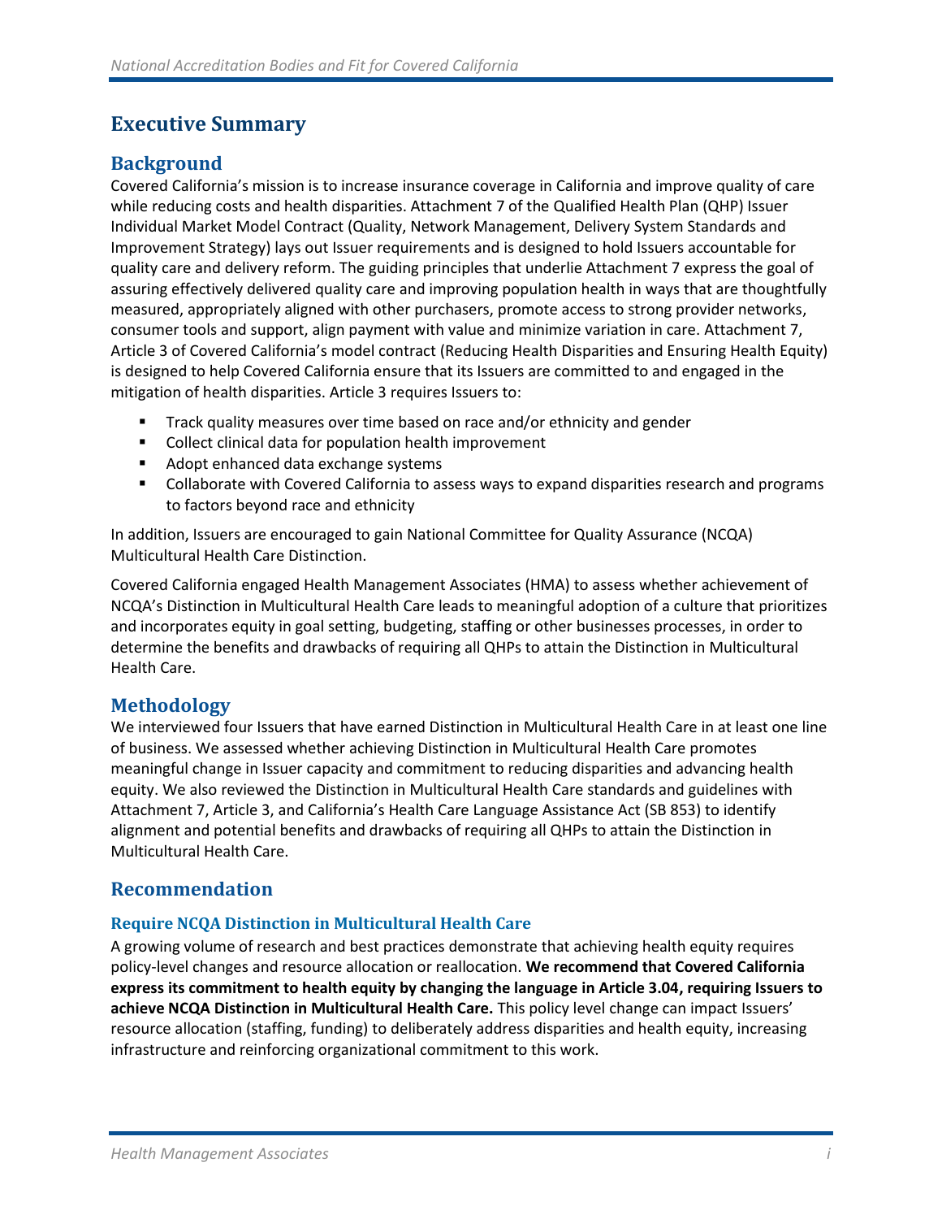# Executive Summary

## Background

Covered California's mission is to increase insurance coverage in California and improve quality of care while reducing costs and health disparities. Attachment 7 of the Qualified Health Plan (QHP) Issuer Individual Market Model Contract (Quality, Network Management, Delivery System Standards and Improvement Strategy) lays out Issuer requirements and is designed to hold Issuers accountable for quality care and delivery reform. The guiding principles that underlie Attachment 7 express the goal of assuring effectively delivered quality care and improving population health in ways that are thoughtfully measured, appropriately aligned with other purchasers, promote access to strong provider networks, consumer tools and support, align payment with value and minimize variation in care. Attachment 7, Article 3 of Covered California's model contract (Reducing Health Disparities and Ensuring Health Equity) is designed to help Covered California ensure that its Issuers are committed to and engaged in the mitigation of health disparities. Article 3 requires Issuers to:

- Track quality measures over time based on race and/or ethnicity and gender
- Collect clinical data for population health improvement
- Adopt enhanced data exchange systems
- Collaborate with Covered California to assess ways to expand disparities research and programs to factors beyond race and ethnicity

In addition, Issuers are encouraged to gain National Committee for Quality Assurance (NCQA) Multicultural Health Care Distinction.

Covered California engaged Health Management Associates (HMA) to assess whether achievement of NCQA's Distinction in Multicultural Health Care leads to meaningful adoption of a culture that prioritizes and incorporates equity in goal setting, budgeting, staffing or other businesses processes, in order to determine the benefits and drawbacks of requiring all QHPs to attain the Distinction in Multicultural Health Care.

## Methodology

We interviewed four Issuers that have earned Distinction in Multicultural Health Care in at least one line of business. We assessed whether achieving Distinction in Multicultural Health Care promotes meaningful change in Issuer capacity and commitment to reducing disparities and advancing health equity. We also reviewed the Distinction in Multicultural Health Care standards and guidelines with Attachment 7, Article 3, and California's Health Care Language Assistance Act (SB 853) to identify alignment and potential benefits and drawbacks of requiring all QHPs to attain the Distinction in Multicultural Health Care.

## Recommendation

### Require NCQA Distinction in Multicultural Health Care

A growing volume of research and best practices demonstrate that achieving health equity requires policy-level changes and resource allocation or reallocation. **We recommend that Covered California express its commitment to health equity by changing the language in Article 3.04, requiring Issuers to achieve NCQA Distinction in Multicultural Health Care.** This policy level change can impact Issuers' resource allocation (staffing, funding) to deliberately address disparities and health equity, increasing infrastructure and reinforcing organizational commitment to this work.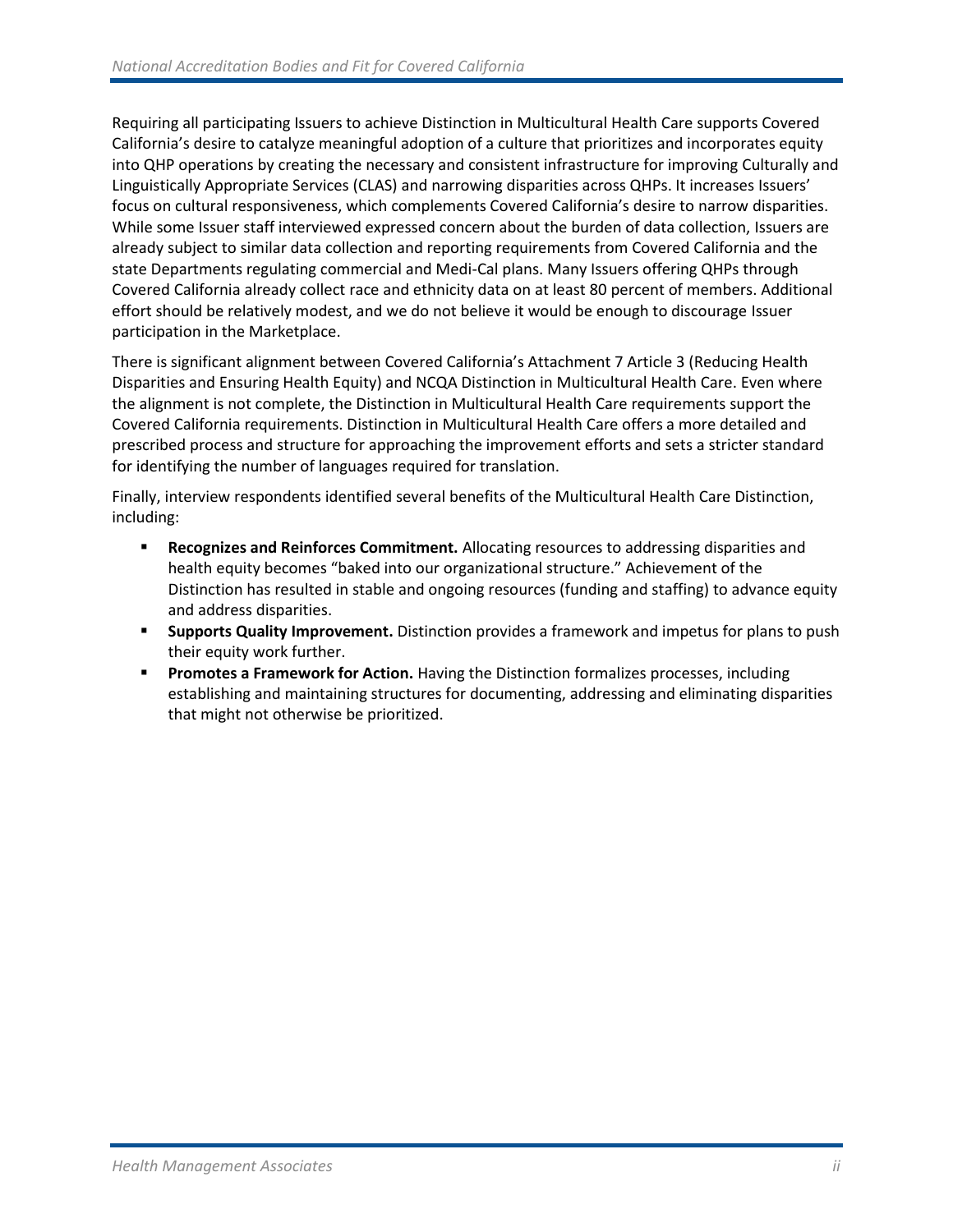Requiring all participating Issuers to achieve Distinction in Multicultural Health Care supports Covered California's desire to catalyze meaningful adoption of a culture that prioritizes and incorporates equity into QHP operations by creating the necessary and consistent infrastructure for improving Culturally and Linguistically Appropriate Services (CLAS) and narrowing disparities across QHPs. It increases Issuers' focus on cultural responsiveness, which complements Covered California's desire to narrow disparities. While some Issuer staff interviewed expressed concern about the burden of data collection, Issuers are already subject to similar data collection and reporting requirements from Covered California and the state Departments regulating commercial and Medi-Cal plans. Many Issuers offering QHPs through Covered California already collect race and ethnicity data on at least 80 percent of members. Additional effort should be relatively modest, and we do not believe it would be enough to discourage Issuer participation in the Marketplace.

There is significant alignment between Covered California's Attachment 7 Article 3 (Reducing Health Disparities and Ensuring Health Equity) and NCQA Distinction in Multicultural Health Care. Even where the alignment is not complete, the Distinction in Multicultural Health Care requirements support the Covered California requirements. Distinction in Multicultural Health Care offers a more detailed and prescribed process and structure for approaching the improvement efforts and sets a stricter standard for identifying the number of languages required for translation.

Finally, interview respondents identified several benefits of the Multicultural Health Care Distinction, including:

- **Recognizes and Reinforces Commitment.** Allocating resources to addressing disparities and health equity becomes "baked into our organizational structure." Achievement of the Distinction has resulted in stable and ongoing resources (funding and staffing) to advance equity and address disparities.
- **Supports Quality Improvement.** Distinction provides a framework and impetus for plans to push their equity work further.
- **Promotes a Framework for Action.** Having the Distinction formalizes processes, including establishing and maintaining structures for documenting, addressing and eliminating disparities that might not otherwise be prioritized.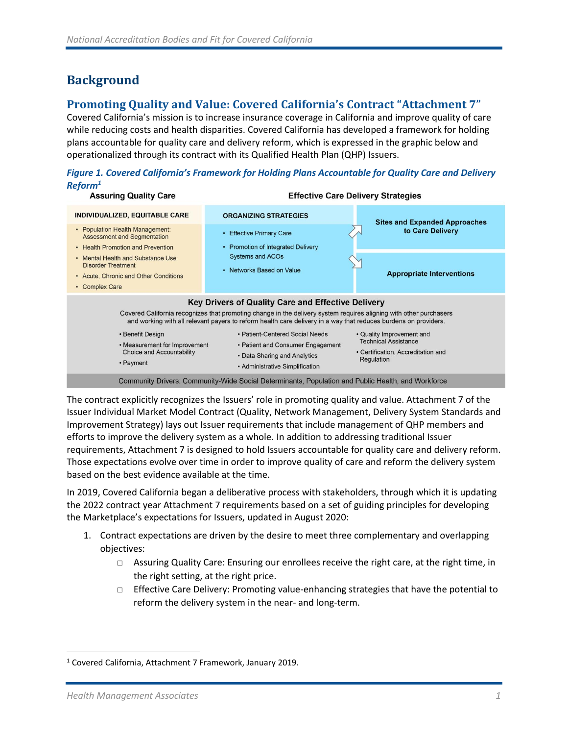# Background

## Promoting Quality and Value: Covered California's Contract "Attachment 7"

Covered California's mission is to increase insurance coverage in California and improve quality of care while reducing costs and health disparities. Covered California has developed a framework for holding plans accountable for quality care and delivery reform, which is expressed in the graphic below and operationalized through its contract with its Qualified Health Plan (QHP) Issuers.

***Figure 1. Covered California's Framework for Holding Plans Accountable for Quality Care and Delivery Reform***[1]

Assuring Quality Care

Effective Care Delivery Strategies

INDIVIDUALIZED, EQUITABLE CARE
- Population Health Management: Assessment and Segmentation
- Health Promotion and Prevention
- Mental Health and Substance Use Disorder Treatment
- Acute, Chronic and Other Conditions
- Complex Care

ORGANIZING STRATEGIES
- Effective Primary Care
- Promotion of Integrated Delivery Systems and ACOs
- Networks Based on Value

Sites and Expanded Approaches to Care Delivery

Appropriate Interventions

Key Drivers of Quality Care and Effective Delivery

Covered California recognizes that promoting change in the delivery system requires aligning with other purchasers and working with all relevant payers to reform health care delivery in a way that reduces burdens on providers.

- Benefit Design
- Measurement for Improvement Choice and Accountability
- Payment
- Patient-Centered Social Needs
- Patient and Consumer Engagement
- Data Sharing and Analytics
- Administrative Simplification
- Quality Improvement and Technical Assistance
- Certification, Accreditation and Regulation

Community Drivers: Community-Wide Social Determinants, Population and Public Health, and Workforce

The contract explicitly recognizes the Issuers' role in promoting quality and value. Attachment 7 of the Issuer Individual Market Model Contract (Quality, Network Management, Delivery System Standards and Improvement Strategy) lays out Issuer requirements that include management of QHP members and efforts to improve the delivery system as a whole. In addition to addressing traditional Issuer requirements, Attachment 7 is designed to hold Issuers accountable for quality care and delivery reform. Those expectations evolve over time in order to improve quality of care and reform the delivery system based on the best evidence available at the time.

In 2019, Covered California began a deliberative process with stakeholders, through which it is updating the 2022 contract year Attachment 7 requirements based on a set of guiding principles for developing the Marketplace's expectations for Issuers, updated in August 2020:

1. Contract expectations are driven by the desire to meet three complementary and overlapping objectives:
   - Assuring Quality Care: Ensuring our enrollees receive the right care, at the right time, in the right setting, at the right price.
   - Effective Care Delivery: Promoting value-enhancing strategies that have the potential to reform the delivery system in the near- and long-term.

[1] Covered California, Attachment 7 Framework, January 2019.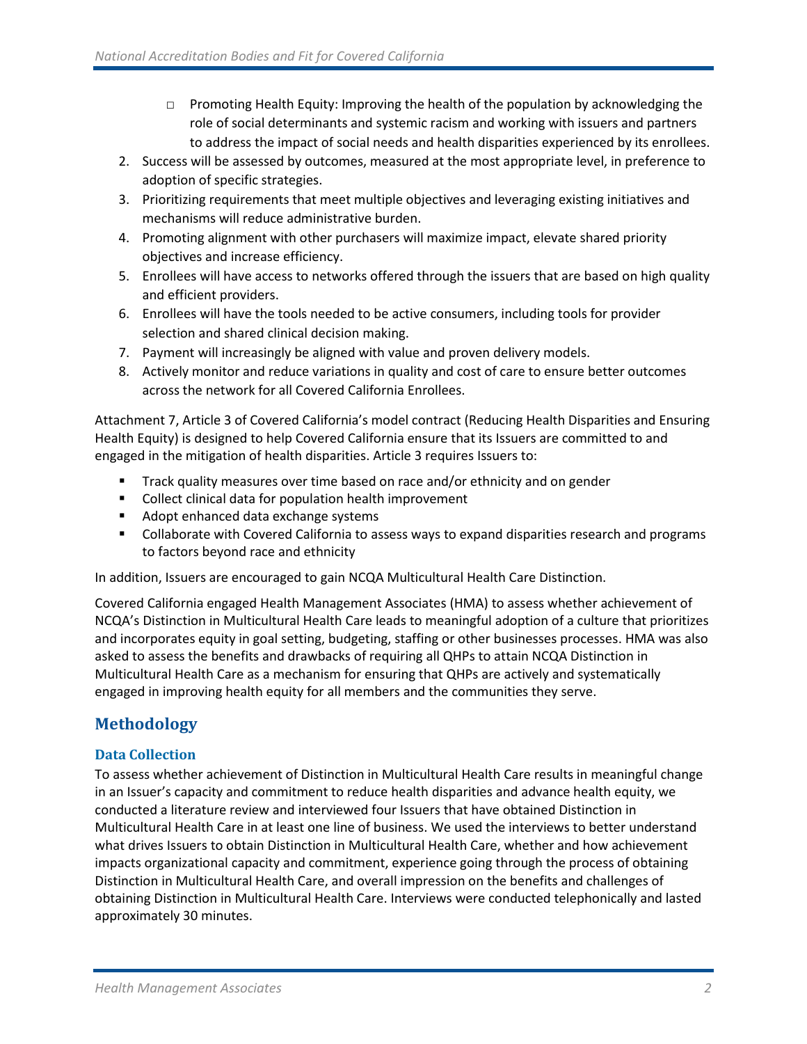- Promoting Health Equity: Improving the health of the population by acknowledging the role of social determinants and systemic racism and working with issuers and partners to address the impact of social needs and health disparities experienced by its enrollees.

2. Success will be assessed by outcomes, measured at the most appropriate level, in preference to adoption of specific strategies.
3. Prioritizing requirements that meet multiple objectives and leveraging existing initiatives and mechanisms will reduce administrative burden.
4. Promoting alignment with other purchasers will maximize impact, elevate shared priority objectives and increase efficiency.
5. Enrollees will have access to networks offered through the issuers that are based on high quality and efficient providers.
6. Enrollees will have the tools needed to be active consumers, including tools for provider selection and shared clinical decision making.
7. Payment will increasingly be aligned with value and proven delivery models.
8. Actively monitor and reduce variations in quality and cost of care to ensure better outcomes across the network for all Covered California Enrollees.

Attachment 7, Article 3 of Covered California's model contract (Reducing Health Disparities and Ensuring Health Equity) is designed to help Covered California ensure that its Issuers are committed to and engaged in the mitigation of health disparities. Article 3 requires Issuers to:

- Track quality measures over time based on race and/or ethnicity and on gender
- Collect clinical data for population health improvement
- Adopt enhanced data exchange systems
- Collaborate with Covered California to assess ways to expand disparities research and programs to factors beyond race and ethnicity

In addition, Issuers are encouraged to gain NCQA Multicultural Health Care Distinction.

Covered California engaged Health Management Associates (HMA) to assess whether achievement of NCQA's Distinction in Multicultural Health Care leads to meaningful adoption of a culture that prioritizes and incorporates equity in goal setting, budgeting, staffing or other businesses processes. HMA was also asked to assess the benefits and drawbacks of requiring all QHPs to attain NCQA Distinction in Multicultural Health Care as a mechanism for ensuring that QHPs are actively and systematically engaged in improving health equity for all members and the communities they serve.

## Methodology

### Data Collection

To assess whether achievement of Distinction in Multicultural Health Care results in meaningful change in an Issuer's capacity and commitment to reduce health disparities and advance health equity, we conducted a literature review and interviewed four Issuers that have obtained Distinction in Multicultural Health Care in at least one line of business. We used the interviews to better understand what drives Issuers to obtain Distinction in Multicultural Health Care, whether and how achievement impacts organizational capacity and commitment, experience going through the process of obtaining Distinction in Multicultural Health Care, and overall impression on the benefits and challenges of obtaining Distinction in Multicultural Health Care. Interviews were conducted telephonically and lasted approximately 30 minutes.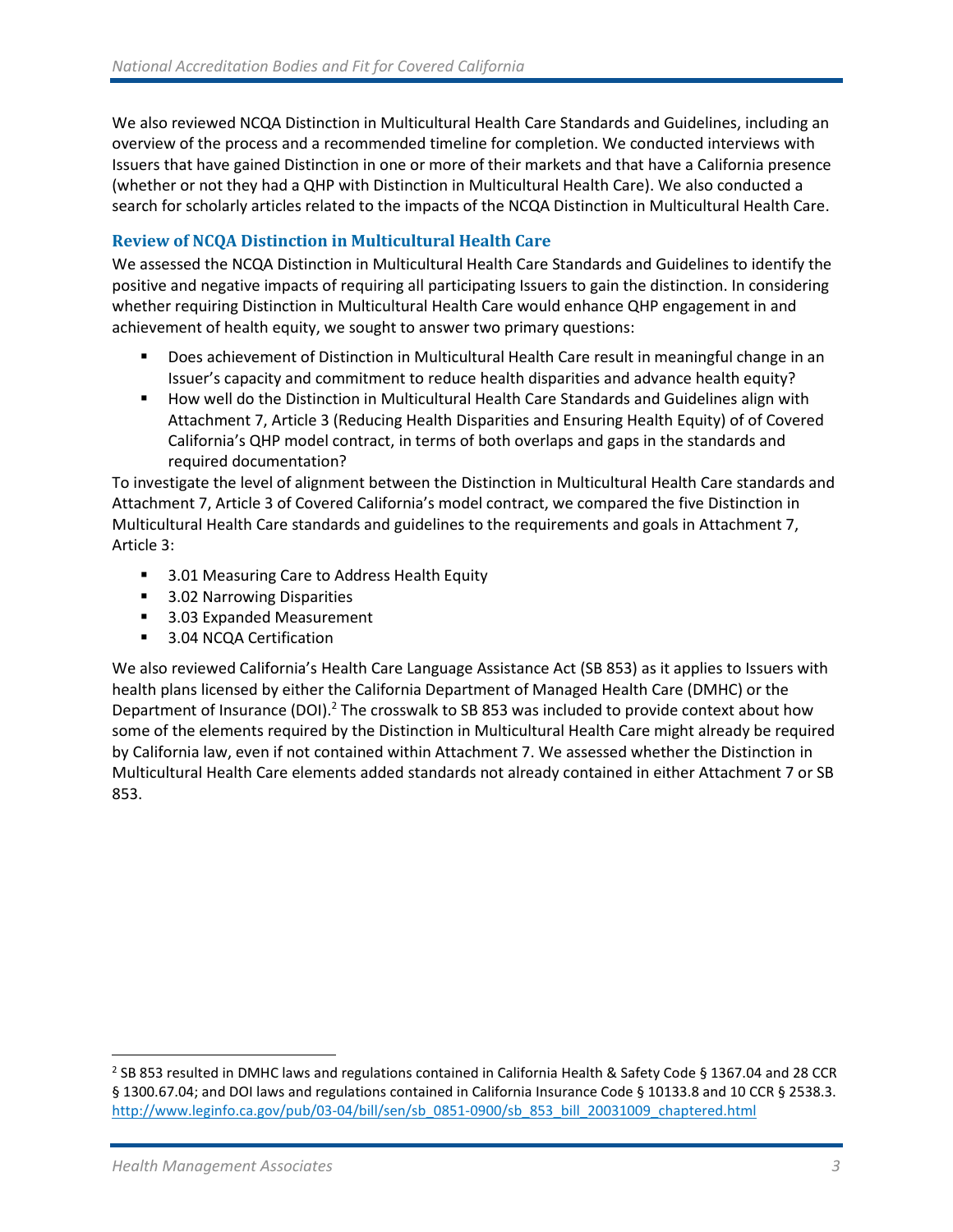We also reviewed NCQA Distinction in Multicultural Health Care Standards and Guidelines, including an overview of the process and a recommended timeline for completion. We conducted interviews with Issuers that have gained Distinction in one or more of their markets and that have a California presence (whether or not they had a QHP with Distinction in Multicultural Health Care). We also conducted a search for scholarly articles related to the impacts of the NCQA Distinction in Multicultural Health Care.

### Review of NCQA Distinction in Multicultural Health Care

We assessed the NCQA Distinction in Multicultural Health Care Standards and Guidelines to identify the positive and negative impacts of requiring all participating Issuers to gain the distinction. In considering whether requiring Distinction in Multicultural Health Care would enhance QHP engagement in and achievement of health equity, we sought to answer two primary questions:

- Does achievement of Distinction in Multicultural Health Care result in meaningful change in an Issuer's capacity and commitment to reduce health disparities and advance health equity?
- How well do the Distinction in Multicultural Health Care Standards and Guidelines align with Attachment 7, Article 3 (Reducing Health Disparities and Ensuring Health Equity) of of Covered California's QHP model contract, in terms of both overlaps and gaps in the standards and required documentation?

To investigate the level of alignment between the Distinction in Multicultural Health Care standards and Attachment 7, Article 3 of Covered California's model contract, we compared the five Distinction in Multicultural Health Care standards and guidelines to the requirements and goals in Attachment 7, Article 3:

- 3.01 Measuring Care to Address Health Equity
- 3.02 Narrowing Disparities
- 3.03 Expanded Measurement
- 3.04 NCQA Certification

We also reviewed California's Health Care Language Assistance Act (SB 853) as it applies to Issuers with health plans licensed by either the California Department of Managed Health Care (DMHC) or the Department of Insurance (DOI).[2] The crosswalk to SB 853 was included to provide context about how some of the elements required by the Distinction in Multicultural Health Care might already be required by California law, even if not contained within Attachment 7. We assessed whether the Distinction in Multicultural Health Care elements added standards not already contained in either Attachment 7 or SB 853.

---

[2] SB 853 resulted in DMHC laws and regulations contained in California Health & Safety Code § 1367.04 and 28 CCR § 1300.67.04; and DOI laws and regulations contained in California Insurance Code § 10133.8 and 10 CCR § 2538.3. http://www.leginfo.ca.gov/pub/03-04/bill/sen/sb_0851-0900/sb_853_bill_20031009_chaptered.html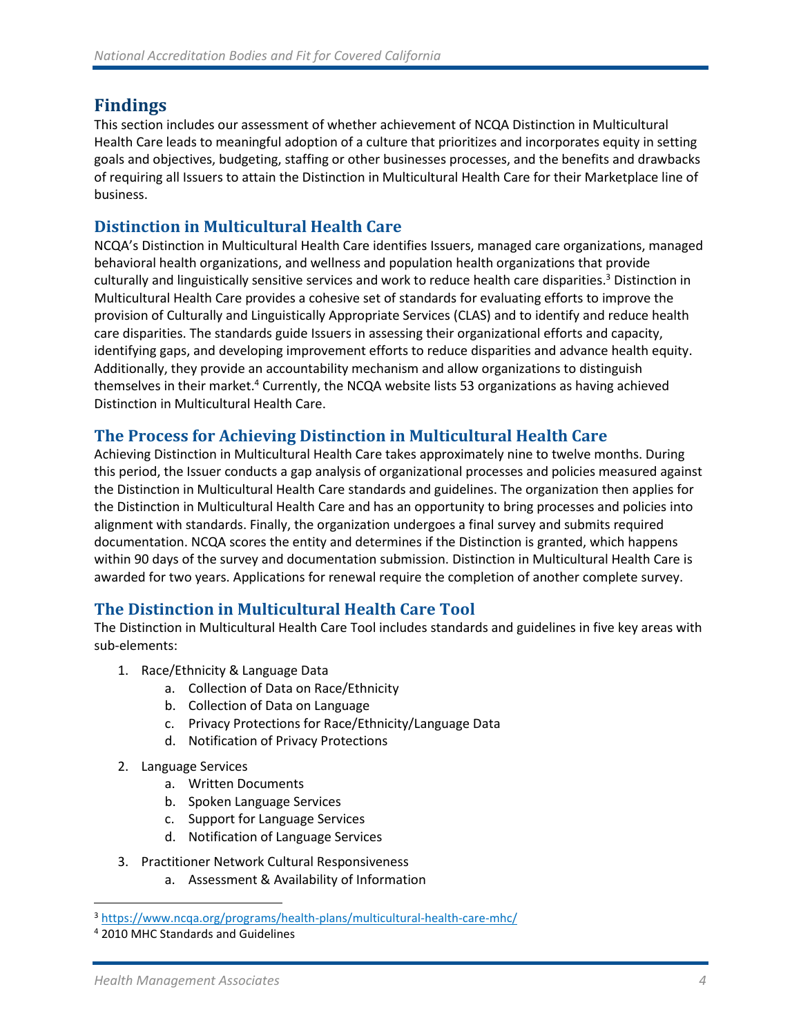## Findings

This section includes our assessment of whether achievement of NCQA Distinction in Multicultural Health Care leads to meaningful adoption of a culture that prioritizes and incorporates equity in setting goals and objectives, budgeting, staffing or other businesses processes, and the benefits and drawbacks of requiring all Issuers to attain the Distinction in Multicultural Health Care for their Marketplace line of business.

### Distinction in Multicultural Health Care

NCQA's Distinction in Multicultural Health Care identifies Issuers, managed care organizations, managed behavioral health organizations, and wellness and population health organizations that provide culturally and linguistically sensitive services and work to reduce health care disparities.[3] Distinction in Multicultural Health Care provides a cohesive set of standards for evaluating efforts to improve the provision of Culturally and Linguistically Appropriate Services (CLAS) and to identify and reduce health care disparities. The standards guide Issuers in assessing their organizational efforts and capacity, identifying gaps, and developing improvement efforts to reduce disparities and advance health equity. Additionally, they provide an accountability mechanism and allow organizations to distinguish themselves in their market.[4] Currently, the NCQA website lists 53 organizations as having achieved Distinction in Multicultural Health Care.

### The Process for Achieving Distinction in Multicultural Health Care

Achieving Distinction in Multicultural Health Care takes approximately nine to twelve months. During this period, the Issuer conducts a gap analysis of organizational processes and policies measured against the Distinction in Multicultural Health Care standards and guidelines. The organization then applies for the Distinction in Multicultural Health Care and has an opportunity to bring processes and policies into alignment with standards. Finally, the organization undergoes a final survey and submits required documentation. NCQA scores the entity and determines if the Distinction is granted, which happens within 90 days of the survey and documentation submission. Distinction in Multicultural Health Care is awarded for two years. Applications for renewal require the completion of another complete survey.

### The Distinction in Multicultural Health Care Tool

The Distinction in Multicultural Health Care Tool includes standards and guidelines in five key areas with sub-elements:

1. Race/Ethnicity & Language Data
    a. Collection of Data on Race/Ethnicity
    b. Collection of Data on Language
    c. Privacy Protections for Race/Ethnicity/Language Data
    d. Notification of Privacy Protections
2. Language Services
    a. Written Documents
    b. Spoken Language Services
    c. Support for Language Services
    d. Notification of Language Services
3. Practitioner Network Cultural Responsiveness
    a. Assessment & Availability of Information

[3] https://www.ncqa.org/programs/health-plans/multicultural-health-care-mhc/

[4] 2010 MHC Standards and Guidelines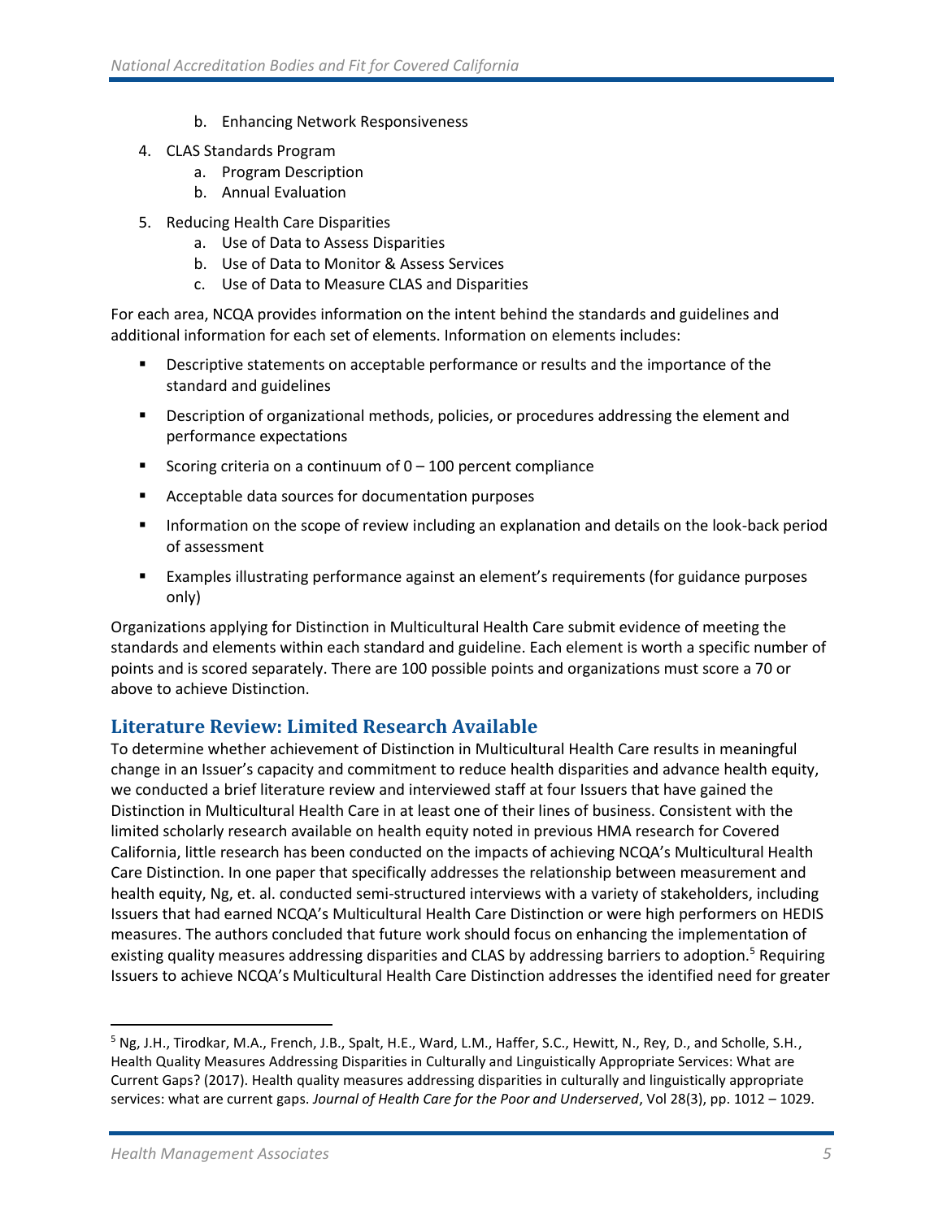b. Enhancing Network Responsiveness

4. CLAS Standards Program
    a. Program Description
    b. Annual Evaluation
5. Reducing Health Care Disparities
    a. Use of Data to Assess Disparities
    b. Use of Data to Monitor & Assess Services
    c. Use of Data to Measure CLAS and Disparities

For each area, NCQA provides information on the intent behind the standards and guidelines and additional information for each set of elements. Information on elements includes:

- Descriptive statements on acceptable performance or results and the importance of the standard and guidelines
- Description of organizational methods, policies, or procedures addressing the element and performance expectations
- Scoring criteria on a continuum of 0 – 100 percent compliance
- Acceptable data sources for documentation purposes
- Information on the scope of review including an explanation and details on the look-back period of assessment
- Examples illustrating performance against an element's requirements (for guidance purposes only)

Organizations applying for Distinction in Multicultural Health Care submit evidence of meeting the standards and elements within each standard and guideline. Each element is worth a specific number of points and is scored separately. There are 100 possible points and organizations must score a 70 or above to achieve Distinction.

## Literature Review: Limited Research Available

To determine whether achievement of Distinction in Multicultural Health Care results in meaningful change in an Issuer's capacity and commitment to reduce health disparities and advance health equity, we conducted a brief literature review and interviewed staff at four Issuers that have gained the Distinction in Multicultural Health Care in at least one of their lines of business. Consistent with the limited scholarly research available on health equity noted in previous HMA research for Covered California, little research has been conducted on the impacts of achieving NCQA's Multicultural Health Care Distinction. In one paper that specifically addresses the relationship between measurement and health equity, Ng, et. al. conducted semi-structured interviews with a variety of stakeholders, including Issuers that had earned NCQA's Multicultural Health Care Distinction or were high performers on HEDIS measures. The authors concluded that future work should focus on enhancing the implementation of existing quality measures addressing disparities and CLAS by addressing barriers to adoption.[5] Requiring Issuers to achieve NCQA's Multicultural Health Care Distinction addresses the identified need for greater

[5] Ng, J.H., Tirodkar, M.A., French, J.B., Spalt, H.E., Ward, L.M., Haffer, S.C., Hewitt, N., Rey, D., and Scholle, S.H., Health Quality Measures Addressing Disparities in Culturally and Linguistically Appropriate Services: What are Current Gaps? (2017). Health quality measures addressing disparities in culturally and linguistically appropriate services: what are current gaps. *Journal of Health Care for the Poor and Underserved*, Vol 28(3), pp. 1012 – 1029.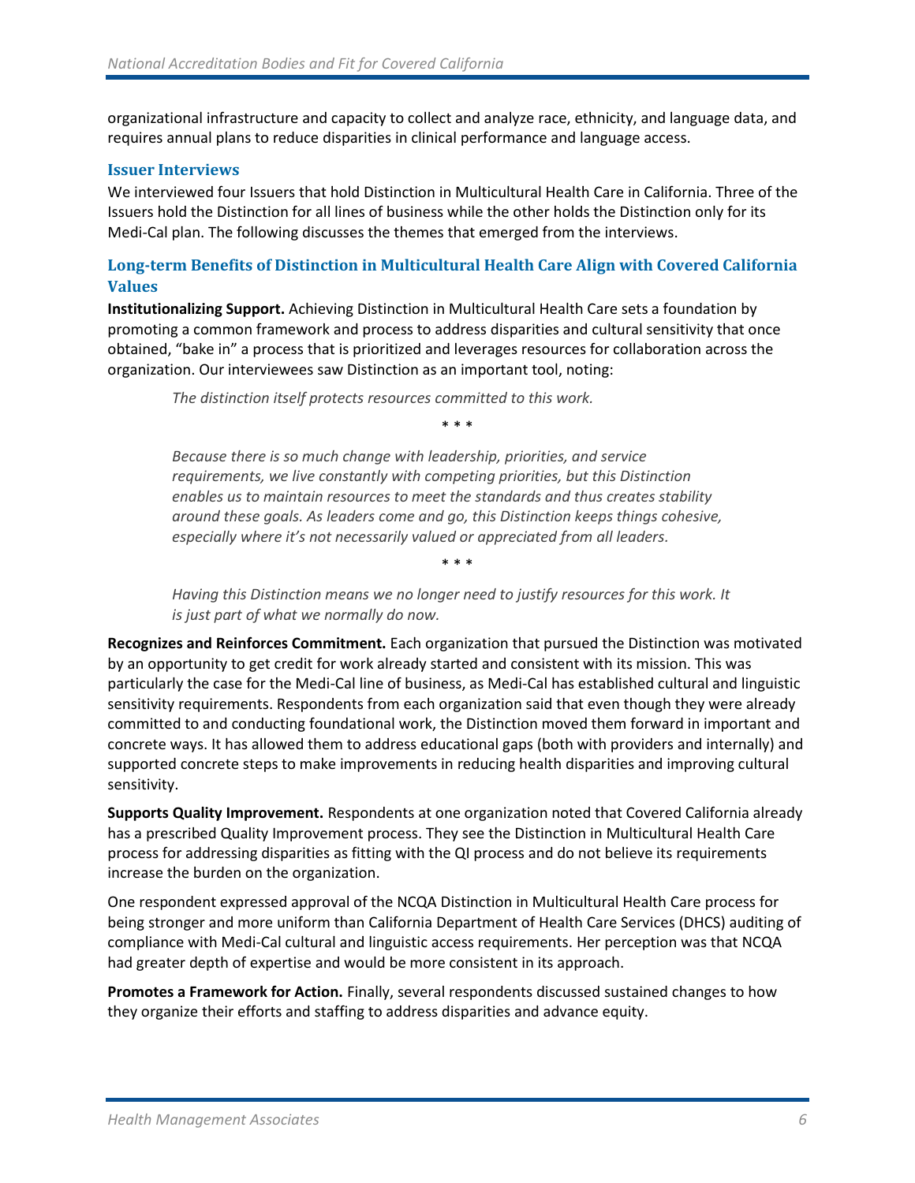organizational infrastructure and capacity to collect and analyze race, ethnicity, and language data, and requires annual plans to reduce disparities in clinical performance and language access.

### Issuer Interviews

We interviewed four Issuers that hold Distinction in Multicultural Health Care in California. Three of the Issuers hold the Distinction for all lines of business while the other holds the Distinction only for its Medi-Cal plan. The following discusses the themes that emerged from the interviews.

### Long-term Benefits of Distinction in Multicultural Health Care Align with Covered California Values

**Institutionalizing Support.** Achieving Distinction in Multicultural Health Care sets a foundation by promoting a common framework and process to address disparities and cultural sensitivity that once obtained, "bake in" a process that is prioritized and leverages resources for collaboration across the organization. Our interviewees saw Distinction as an important tool, noting:

> *The distinction itself protects resources committed to this work.*
>
> \* \* \*
>
> *Because there is so much change with leadership, priorities, and service requirements, we live constantly with competing priorities, but this Distinction enables us to maintain resources to meet the standards and thus creates stability around these goals. As leaders come and go, this Distinction keeps things cohesive, especially where it's not necessarily valued or appreciated from all leaders.*
>
> \* \* \*
>
> *Having this Distinction means we no longer need to justify resources for this work. It is just part of what we normally do now.*

**Recognizes and Reinforces Commitment.** Each organization that pursued the Distinction was motivated by an opportunity to get credit for work already started and consistent with its mission. This was particularly the case for the Medi-Cal line of business, as Medi-Cal has established cultural and linguistic sensitivity requirements. Respondents from each organization said that even though they were already committed to and conducting foundational work, the Distinction moved them forward in important and concrete ways. It has allowed them to address educational gaps (both with providers and internally) and supported concrete steps to make improvements in reducing health disparities and improving cultural sensitivity.

**Supports Quality Improvement.** Respondents at one organization noted that Covered California already has a prescribed Quality Improvement process. They see the Distinction in Multicultural Health Care process for addressing disparities as fitting with the QI process and do not believe its requirements increase the burden on the organization.

One respondent expressed approval of the NCQA Distinction in Multicultural Health Care process for being stronger and more uniform than California Department of Health Care Services (DHCS) auditing of compliance with Medi-Cal cultural and linguistic access requirements. Her perception was that NCQA had greater depth of expertise and would be more consistent in its approach.

**Promotes a Framework for Action.** Finally, several respondents discussed sustained changes to how they organize their efforts and staffing to address disparities and advance equity.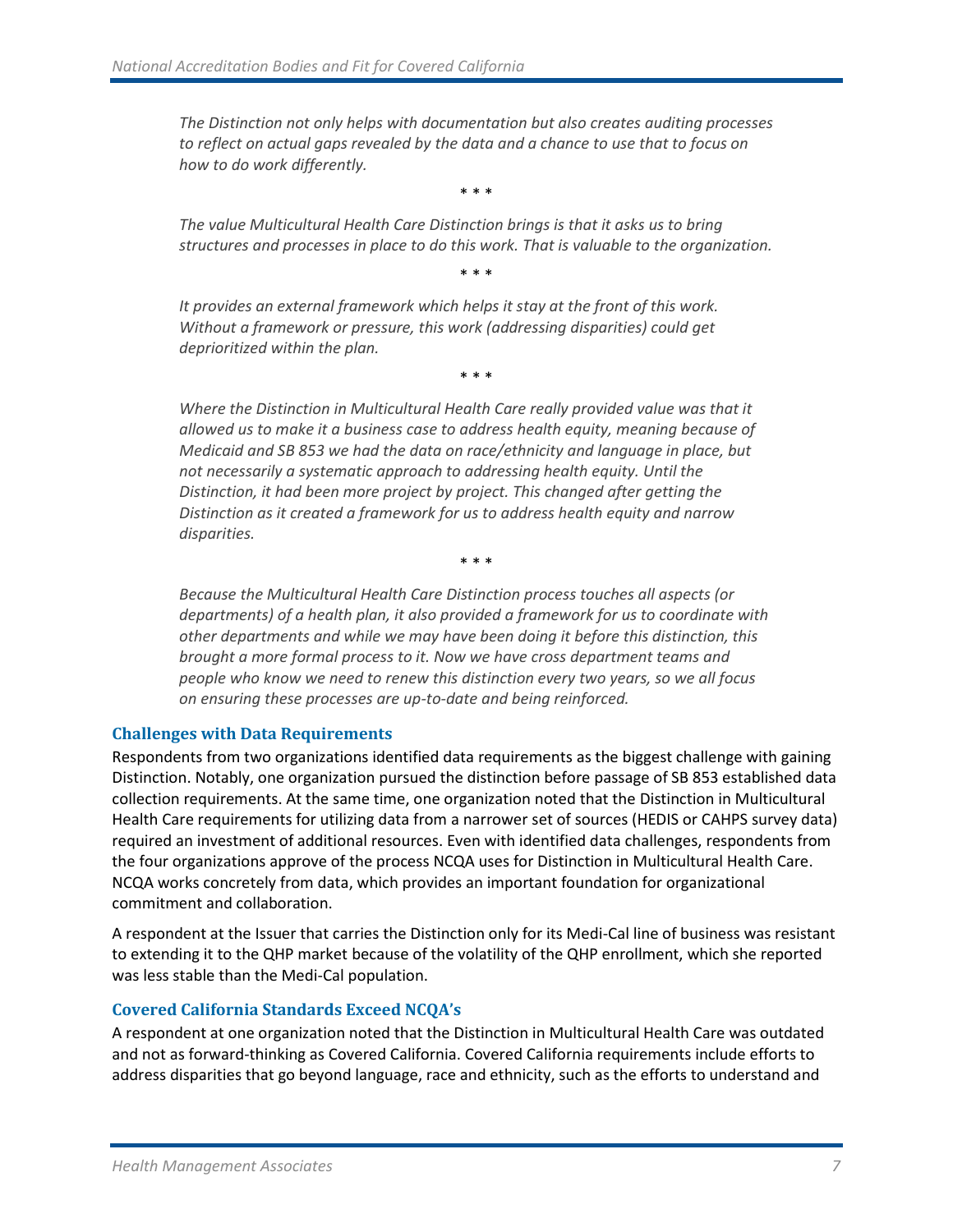*The Distinction not only helps with documentation but also creates auditing processes to reflect on actual gaps revealed by the data and a chance to use that to focus on how to do work differently.*

\* \* \*

*The value Multicultural Health Care Distinction brings is that it asks us to bring structures and processes in place to do this work. That is valuable to the organization.*

\* \* \*

*It provides an external framework which helps it stay at the front of this work. Without a framework or pressure, this work (addressing disparities) could get deprioritized within the plan.*

\* \* \*

*Where the Distinction in Multicultural Health Care really provided value was that it allowed us to make it a business case to address health equity, meaning because of Medicaid and SB 853 we had the data on race/ethnicity and language in place, but not necessarily a systematic approach to addressing health equity. Until the Distinction, it had been more project by project. This changed after getting the Distinction as it created a framework for us to address health equity and narrow disparities.*

\* \* \*

*Because the Multicultural Health Care Distinction process touches all aspects (or departments) of a health plan, it also provided a framework for us to coordinate with other departments and while we may have been doing it before this distinction, this brought a more formal process to it. Now we have cross department teams and people who know we need to renew this distinction every two years, so we all focus on ensuring these processes are up-to-date and being reinforced.*

### Challenges with Data Requirements

Respondents from two organizations identified data requirements as the biggest challenge with gaining Distinction. Notably, one organization pursued the distinction before passage of SB 853 established data collection requirements. At the same time, one organization noted that the Distinction in Multicultural Health Care requirements for utilizing data from a narrower set of sources (HEDIS or CAHPS survey data) required an investment of additional resources. Even with identified data challenges, respondents from the four organizations approve of the process NCQA uses for Distinction in Multicultural Health Care. NCQA works concretely from data, which provides an important foundation for organizational commitment and collaboration.

A respondent at the Issuer that carries the Distinction only for its Medi-Cal line of business was resistant to extending it to the QHP market because of the volatility of the QHP enrollment, which she reported was less stable than the Medi-Cal population.

### Covered California Standards Exceed NCQA's

A respondent at one organization noted that the Distinction in Multicultural Health Care was outdated and not as forward-thinking as Covered California. Covered California requirements include efforts to address disparities that go beyond language, race and ethnicity, such as the efforts to understand and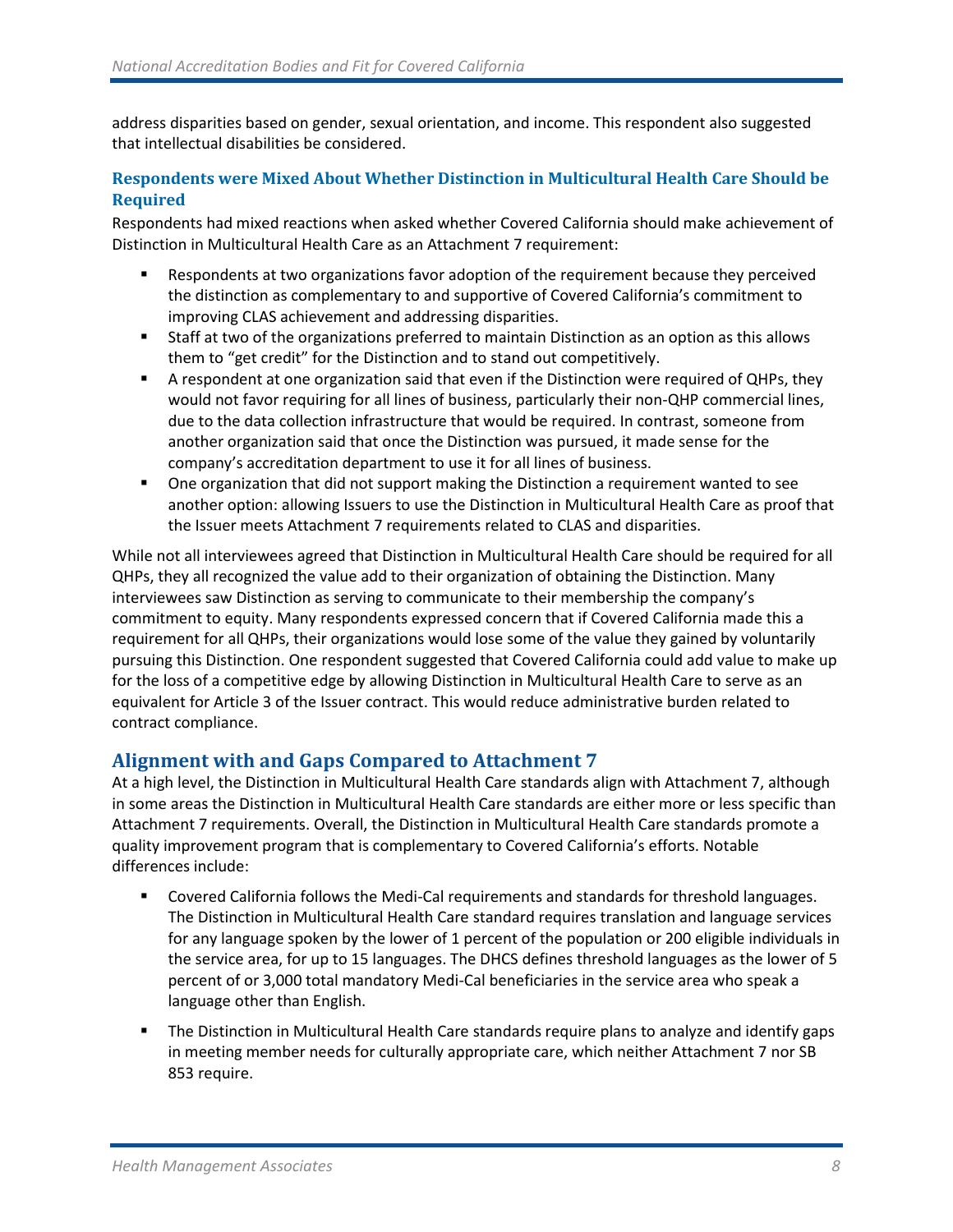address disparities based on gender, sexual orientation, and income. This respondent also suggested that intellectual disabilities be considered.

### Respondents were Mixed About Whether Distinction in Multicultural Health Care Should be Required

Respondents had mixed reactions when asked whether Covered California should make achievement of Distinction in Multicultural Health Care as an Attachment 7 requirement:

- Respondents at two organizations favor adoption of the requirement because they perceived the distinction as complementary to and supportive of Covered California's commitment to improving CLAS achievement and addressing disparities.
- Staff at two of the organizations preferred to maintain Distinction as an option as this allows them to "get credit" for the Distinction and to stand out competitively.
- A respondent at one organization said that even if the Distinction were required of QHPs, they would not favor requiring for all lines of business, particularly their non-QHP commercial lines, due to the data collection infrastructure that would be required. In contrast, someone from another organization said that once the Distinction was pursued, it made sense for the company's accreditation department to use it for all lines of business.
- One organization that did not support making the Distinction a requirement wanted to see another option: allowing Issuers to use the Distinction in Multicultural Health Care as proof that the Issuer meets Attachment 7 requirements related to CLAS and disparities.

While not all interviewees agreed that Distinction in Multicultural Health Care should be required for all QHPs, they all recognized the value add to their organization of obtaining the Distinction. Many interviewees saw Distinction as serving to communicate to their membership the company's commitment to equity. Many respondents expressed concern that if Covered California made this a requirement for all QHPs, their organizations would lose some of the value they gained by voluntarily pursuing this Distinction. One respondent suggested that Covered California could add value to make up for the loss of a competitive edge by allowing Distinction in Multicultural Health Care to serve as an equivalent for Article 3 of the Issuer contract. This would reduce administrative burden related to contract compliance.

## Alignment with and Gaps Compared to Attachment 7

At a high level, the Distinction in Multicultural Health Care standards align with Attachment 7, although in some areas the Distinction in Multicultural Health Care standards are either more or less specific than Attachment 7 requirements. Overall, the Distinction in Multicultural Health Care standards promote a quality improvement program that is complementary to Covered California's efforts. Notable differences include:

- Covered California follows the Medi-Cal requirements and standards for threshold languages. The Distinction in Multicultural Health Care standard requires translation and language services for any language spoken by the lower of 1 percent of the population or 200 eligible individuals in the service area, for up to 15 languages. The DHCS defines threshold languages as the lower of 5 percent of or 3,000 total mandatory Medi-Cal beneficiaries in the service area who speak a language other than English.
- The Distinction in Multicultural Health Care standards require plans to analyze and identify gaps in meeting member needs for culturally appropriate care, which neither Attachment 7 nor SB 853 require.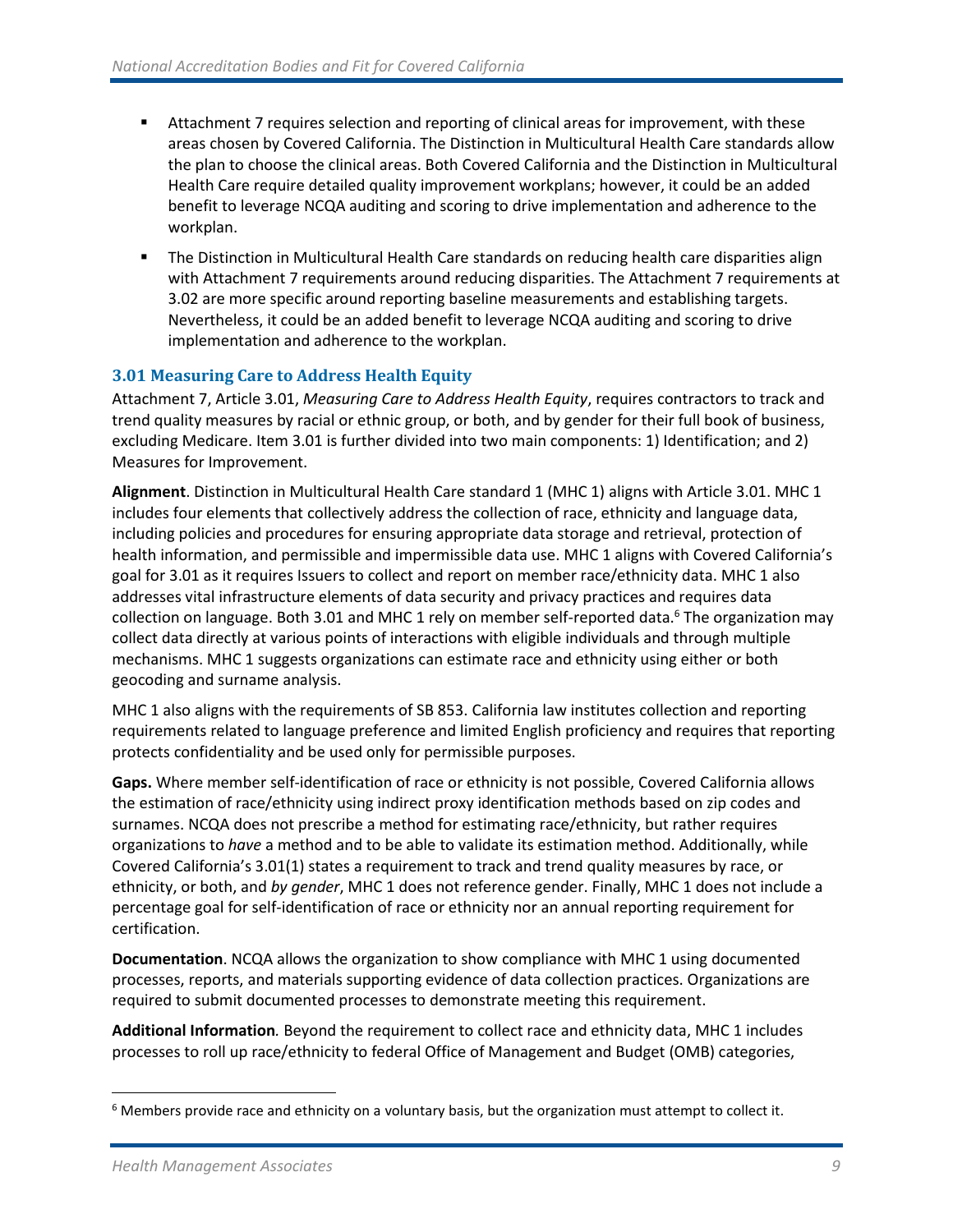- Attachment 7 requires selection and reporting of clinical areas for improvement, with these areas chosen by Covered California. The Distinction in Multicultural Health Care standards allow the plan to choose the clinical areas. Both Covered California and the Distinction in Multicultural Health Care require detailed quality improvement workplans; however, it could be an added benefit to leverage NCQA auditing and scoring to drive implementation and adherence to the workplan.
- The Distinction in Multicultural Health Care standards on reducing health care disparities align with Attachment 7 requirements around reducing disparities. The Attachment 7 requirements at 3.02 are more specific around reporting baseline measurements and establishing targets. Nevertheless, it could be an added benefit to leverage NCQA auditing and scoring to drive implementation and adherence to the workplan.

### 3.01 Measuring Care to Address Health Equity

Attachment 7, Article 3.01, *Measuring Care to Address Health Equity*, requires contractors to track and trend quality measures by racial or ethnic group, or both, and by gender for their full book of business, excluding Medicare. Item 3.01 is further divided into two main components: 1) Identification; and 2) Measures for Improvement.

**Alignment**. Distinction in Multicultural Health Care standard 1 (MHC 1) aligns with Article 3.01. MHC 1 includes four elements that collectively address the collection of race, ethnicity and language data, including policies and procedures for ensuring appropriate data storage and retrieval, protection of health information, and permissible and impermissible data use. MHC 1 aligns with Covered California's goal for 3.01 as it requires Issuers to collect and report on member race/ethnicity data. MHC 1 also addresses vital infrastructure elements of data security and privacy practices and requires data collection on language. Both 3.01 and MHC 1 rely on member self-reported data.[6] The organization may collect data directly at various points of interactions with eligible individuals and through multiple mechanisms. MHC 1 suggests organizations can estimate race and ethnicity using either or both geocoding and surname analysis.

MHC 1 also aligns with the requirements of SB 853. California law institutes collection and reporting requirements related to language preference and limited English proficiency and requires that reporting protects confidentiality and be used only for permissible purposes.

**Gaps.** Where member self-identification of race or ethnicity is not possible, Covered California allows the estimation of race/ethnicity using indirect proxy identification methods based on zip codes and surnames. NCQA does not prescribe a method for estimating race/ethnicity, but rather requires organizations to *have* a method and to be able to validate its estimation method. Additionally, while Covered California's 3.01(1) states a requirement to track and trend quality measures by race, or ethnicity, or both, and *by gender*, MHC 1 does not reference gender. Finally, MHC 1 does not include a percentage goal for self-identification of race or ethnicity nor an annual reporting requirement for certification.

**Documentation**. NCQA allows the organization to show compliance with MHC 1 using documented processes, reports, and materials supporting evidence of data collection practices. Organizations are required to submit documented processes to demonstrate meeting this requirement.

**Additional Information***.* Beyond the requirement to collect race and ethnicity data, MHC 1 includes processes to roll up race/ethnicity to federal Office of Management and Budget (OMB) categories,

[6] Members provide race and ethnicity on a voluntary basis, but the organization must attempt to collect it.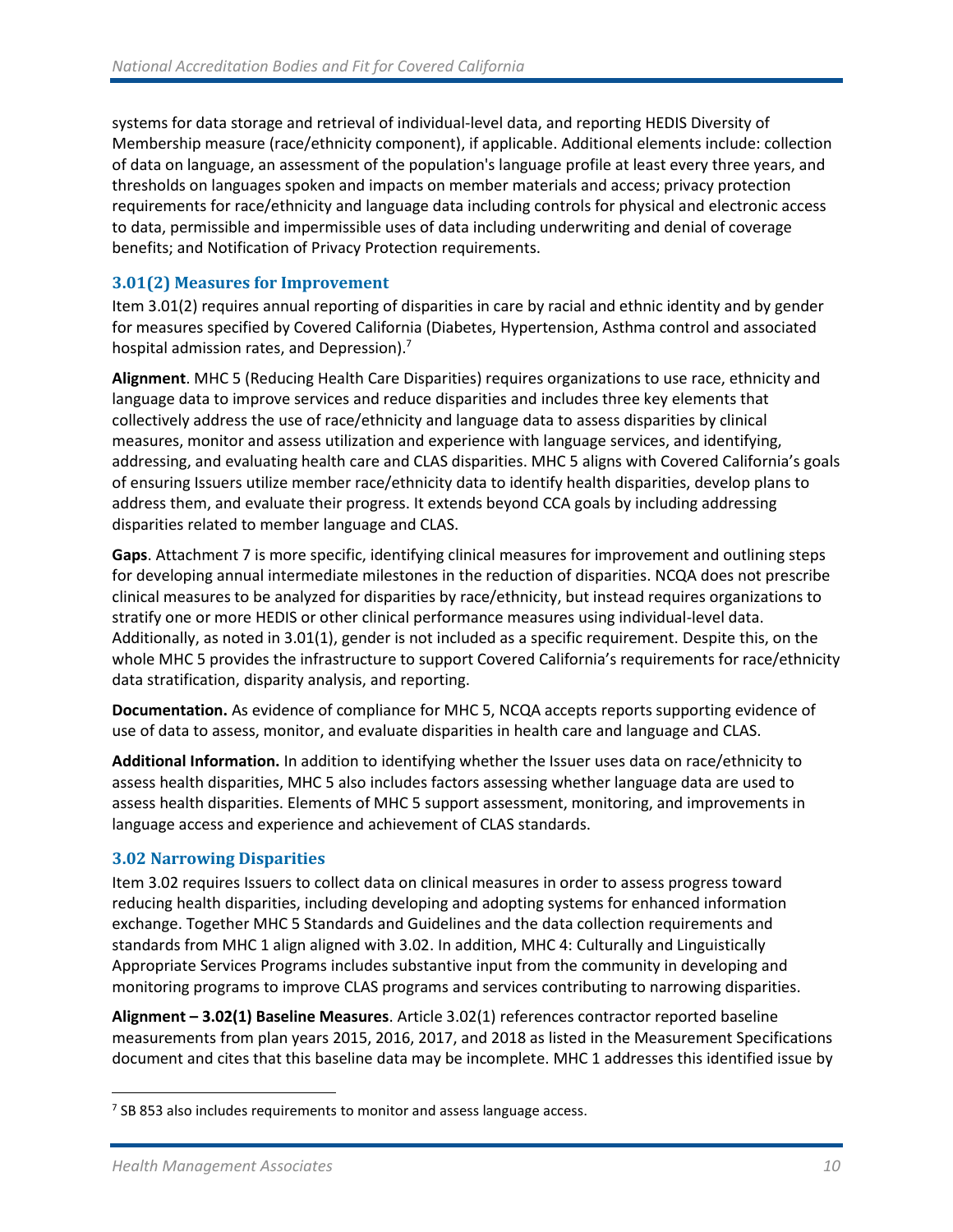systems for data storage and retrieval of individual-level data, and reporting HEDIS Diversity of Membership measure (race/ethnicity component), if applicable. Additional elements include: collection of data on language, an assessment of the population's language profile at least every three years, and thresholds on languages spoken and impacts on member materials and access; privacy protection requirements for race/ethnicity and language data including controls for physical and electronic access to data, permissible and impermissible uses of data including underwriting and denial of coverage benefits; and Notification of Privacy Protection requirements.

### 3.01(2) Measures for Improvement

Item 3.01(2) requires annual reporting of disparities in care by racial and ethnic identity and by gender for measures specified by Covered California (Diabetes, Hypertension, Asthma control and associated hospital admission rates, and Depression).[7]

**Alignment**. MHC 5 (Reducing Health Care Disparities) requires organizations to use race, ethnicity and language data to improve services and reduce disparities and includes three key elements that collectively address the use of race/ethnicity and language data to assess disparities by clinical measures, monitor and assess utilization and experience with language services, and identifying, addressing, and evaluating health care and CLAS disparities. MHC 5 aligns with Covered California's goals of ensuring Issuers utilize member race/ethnicity data to identify health disparities, develop plans to address them, and evaluate their progress. It extends beyond CCA goals by including addressing disparities related to member language and CLAS.

**Gaps**. Attachment 7 is more specific, identifying clinical measures for improvement and outlining steps for developing annual intermediate milestones in the reduction of disparities. NCQA does not prescribe clinical measures to be analyzed for disparities by race/ethnicity, but instead requires organizations to stratify one or more HEDIS or other clinical performance measures using individual-level data. Additionally, as noted in 3.01(1), gender is not included as a specific requirement. Despite this, on the whole MHC 5 provides the infrastructure to support Covered California's requirements for race/ethnicity data stratification, disparity analysis, and reporting.

**Documentation.** As evidence of compliance for MHC 5, NCQA accepts reports supporting evidence of use of data to assess, monitor, and evaluate disparities in health care and language and CLAS.

**Additional Information.** In addition to identifying whether the Issuer uses data on race/ethnicity to assess health disparities, MHC 5 also includes factors assessing whether language data are used to assess health disparities. Elements of MHC 5 support assessment, monitoring, and improvements in language access and experience and achievement of CLAS standards.

### 3.02 Narrowing Disparities

Item 3.02 requires Issuers to collect data on clinical measures in order to assess progress toward reducing health disparities, including developing and adopting systems for enhanced information exchange. Together MHC 5 Standards and Guidelines and the data collection requirements and standards from MHC 1 align aligned with 3.02. In addition, MHC 4: Culturally and Linguistically Appropriate Services Programs includes substantive input from the community in developing and monitoring programs to improve CLAS programs and services contributing to narrowing disparities.

**Alignment – 3.02(1) Baseline Measures**. Article 3.02(1) references contractor reported baseline measurements from plan years 2015, 2016, 2017, and 2018 as listed in the Measurement Specifications document and cites that this baseline data may be incomplete. MHC 1 addresses this identified issue by

[7] SB 853 also includes requirements to monitor and assess language access.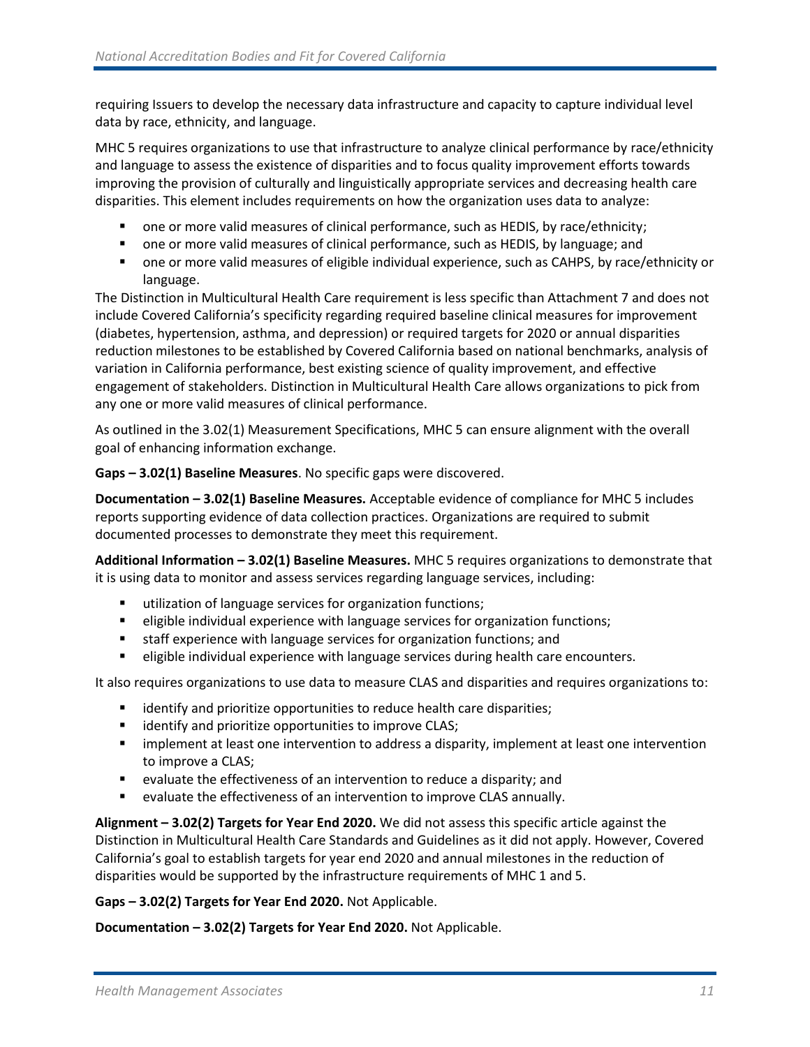requiring Issuers to develop the necessary data infrastructure and capacity to capture individual level data by race, ethnicity, and language.

MHC 5 requires organizations to use that infrastructure to analyze clinical performance by race/ethnicity and language to assess the existence of disparities and to focus quality improvement efforts towards improving the provision of culturally and linguistically appropriate services and decreasing health care disparities. This element includes requirements on how the organization uses data to analyze:

- one or more valid measures of clinical performance, such as HEDIS, by race/ethnicity;
- one or more valid measures of clinical performance, such as HEDIS, by language; and
- one or more valid measures of eligible individual experience, such as CAHPS, by race/ethnicity or language.

The Distinction in Multicultural Health Care requirement is less specific than Attachment 7 and does not include Covered California's specificity regarding required baseline clinical measures for improvement (diabetes, hypertension, asthma, and depression) or required targets for 2020 or annual disparities reduction milestones to be established by Covered California based on national benchmarks, analysis of variation in California performance, best existing science of quality improvement, and effective engagement of stakeholders. Distinction in Multicultural Health Care allows organizations to pick from any one or more valid measures of clinical performance.

As outlined in the 3.02(1) Measurement Specifications, MHC 5 can ensure alignment with the overall goal of enhancing information exchange.

**Gaps – 3.02(1) Baseline Measures**. No specific gaps were discovered.

**Documentation – 3.02(1) Baseline Measures.** Acceptable evidence of compliance for MHC 5 includes reports supporting evidence of data collection practices. Organizations are required to submit documented processes to demonstrate they meet this requirement.

**Additional Information – 3.02(1) Baseline Measures.** MHC 5 requires organizations to demonstrate that it is using data to monitor and assess services regarding language services, including:

- utilization of language services for organization functions;
- eligible individual experience with language services for organization functions;
- staff experience with language services for organization functions; and
- eligible individual experience with language services during health care encounters.

It also requires organizations to use data to measure CLAS and disparities and requires organizations to:

- identify and prioritize opportunities to reduce health care disparities;
- identify and prioritize opportunities to improve CLAS;
- implement at least one intervention to address a disparity, implement at least one intervention to improve a CLAS;
- evaluate the effectiveness of an intervention to reduce a disparity; and
- evaluate the effectiveness of an intervention to improve CLAS annually.

**Alignment – 3.02(2) Targets for Year End 2020.** We did not assess this specific article against the Distinction in Multicultural Health Care Standards and Guidelines as it did not apply. However, Covered California's goal to establish targets for year end 2020 and annual milestones in the reduction of disparities would be supported by the infrastructure requirements of MHC 1 and 5.

**Gaps – 3.02(2) Targets for Year End 2020.** Not Applicable.

**Documentation – 3.02(2) Targets for Year End 2020.** Not Applicable.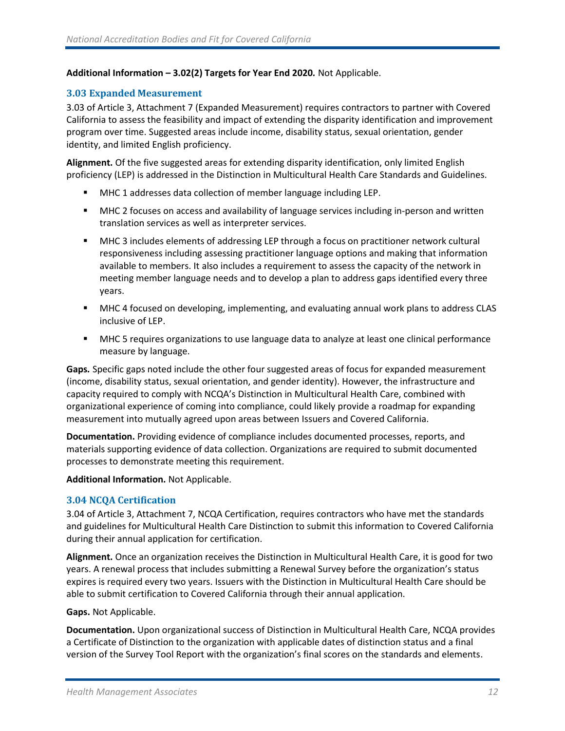**Additional Information – 3.02(2) Targets for Year End 2020.** Not Applicable.

### 3.03 Expanded Measurement

3.03 of Article 3, Attachment 7 (Expanded Measurement) requires contractors to partner with Covered California to assess the feasibility and impact of extending the disparity identification and improvement program over time. Suggested areas include income, disability status, sexual orientation, gender identity, and limited English proficiency.

**Alignment.** Of the five suggested areas for extending disparity identification, only limited English proficiency (LEP) is addressed in the Distinction in Multicultural Health Care Standards and Guidelines.

- MHC 1 addresses data collection of member language including LEP.
- MHC 2 focuses on access and availability of language services including in-person and written translation services as well as interpreter services.
- MHC 3 includes elements of addressing LEP through a focus on practitioner network cultural responsiveness including assessing practitioner language options and making that information available to members. It also includes a requirement to assess the capacity of the network in meeting member language needs and to develop a plan to address gaps identified every three years.
- MHC 4 focused on developing, implementing, and evaluating annual work plans to address CLAS inclusive of LEP.
- MHC 5 requires organizations to use language data to analyze at least one clinical performance measure by language.

**Gaps.** Specific gaps noted include the other four suggested areas of focus for expanded measurement (income, disability status, sexual orientation, and gender identity). However, the infrastructure and capacity required to comply with NCQA's Distinction in Multicultural Health Care, combined with organizational experience of coming into compliance, could likely provide a roadmap for expanding measurement into mutually agreed upon areas between Issuers and Covered California.

**Documentation.** Providing evidence of compliance includes documented processes, reports, and materials supporting evidence of data collection. Organizations are required to submit documented processes to demonstrate meeting this requirement.

**Additional Information.** Not Applicable.

### 3.04 NCQA Certification

3.04 of Article 3, Attachment 7, NCQA Certification, requires contractors who have met the standards and guidelines for Multicultural Health Care Distinction to submit this information to Covered California during their annual application for certification.

**Alignment.** Once an organization receives the Distinction in Multicultural Health Care, it is good for two years. A renewal process that includes submitting a Renewal Survey before the organization's status expires is required every two years. Issuers with the Distinction in Multicultural Health Care should be able to submit certification to Covered California through their annual application.

**Gaps.** Not Applicable.

**Documentation.** Upon organizational success of Distinction in Multicultural Health Care, NCQA provides a Certificate of Distinction to the organization with applicable dates of distinction status and a final version of the Survey Tool Report with the organization's final scores on the standards and elements.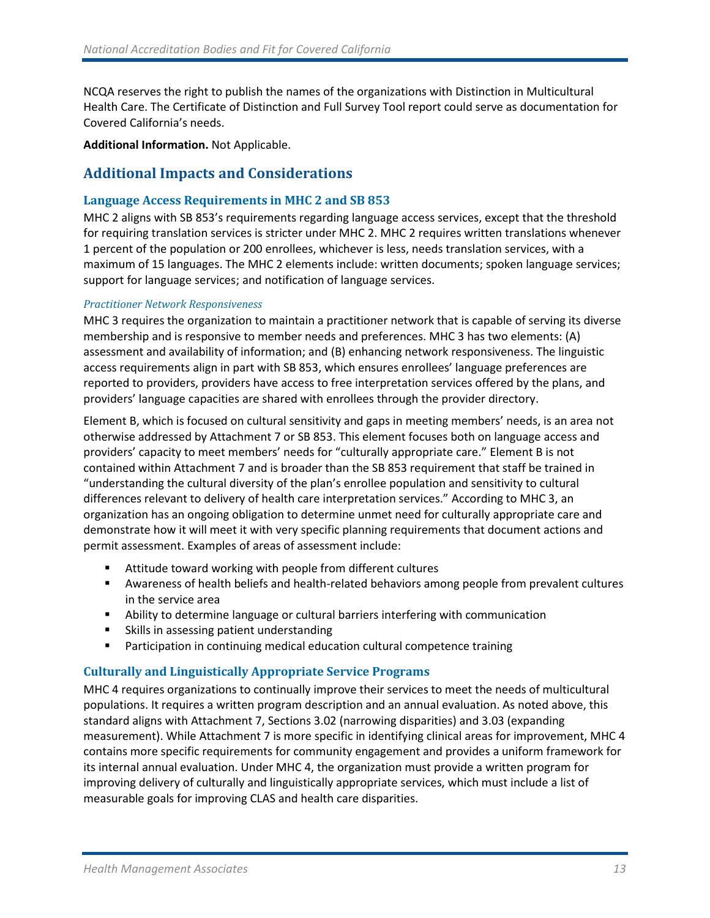NCQA reserves the right to publish the names of the organizations with Distinction in Multicultural Health Care. The Certificate of Distinction and Full Survey Tool report could serve as documentation for Covered California's needs.

**Additional Information.** Not Applicable.

## Additional Impacts and Considerations

### Language Access Requirements in MHC 2 and SB 853

MHC 2 aligns with SB 853's requirements regarding language access services, except that the threshold for requiring translation services is stricter under MHC 2. MHC 2 requires written translations whenever 1 percent of the population or 200 enrollees, whichever is less, needs translation services, with a maximum of 15 languages. The MHC 2 elements include: written documents; spoken language services; support for language services; and notification of language services.

#### *Practitioner Network Responsiveness*

MHC 3 requires the organization to maintain a practitioner network that is capable of serving its diverse membership and is responsive to member needs and preferences. MHC 3 has two elements: (A) assessment and availability of information; and (B) enhancing network responsiveness. The linguistic access requirements align in part with SB 853, which ensures enrollees' language preferences are reported to providers, providers have access to free interpretation services offered by the plans, and providers' language capacities are shared with enrollees through the provider directory.

Element B, which is focused on cultural sensitivity and gaps in meeting members' needs, is an area not otherwise addressed by Attachment 7 or SB 853. This element focuses both on language access and providers' capacity to meet members' needs for "culturally appropriate care." Element B is not contained within Attachment 7 and is broader than the SB 853 requirement that staff be trained in "understanding the cultural diversity of the plan's enrollee population and sensitivity to cultural differences relevant to delivery of health care interpretation services." According to MHC 3, an organization has an ongoing obligation to determine unmet need for culturally appropriate care and demonstrate how it will meet it with very specific planning requirements that document actions and permit assessment. Examples of areas of assessment include:

- Attitude toward working with people from different cultures
- Awareness of health beliefs and health-related behaviors among people from prevalent cultures in the service area
- Ability to determine language or cultural barriers interfering with communication
- Skills in assessing patient understanding
- Participation in continuing medical education cultural competence training

### Culturally and Linguistically Appropriate Service Programs

MHC 4 requires organizations to continually improve their services to meet the needs of multicultural populations. It requires a written program description and an annual evaluation. As noted above, this standard aligns with Attachment 7, Sections 3.02 (narrowing disparities) and 3.03 (expanding measurement). While Attachment 7 is more specific in identifying clinical areas for improvement, MHC 4 contains more specific requirements for community engagement and provides a uniform framework for its internal annual evaluation. Under MHC 4, the organization must provide a written program for improving delivery of culturally and linguistically appropriate services, which must include a list of measurable goals for improving CLAS and health care disparities.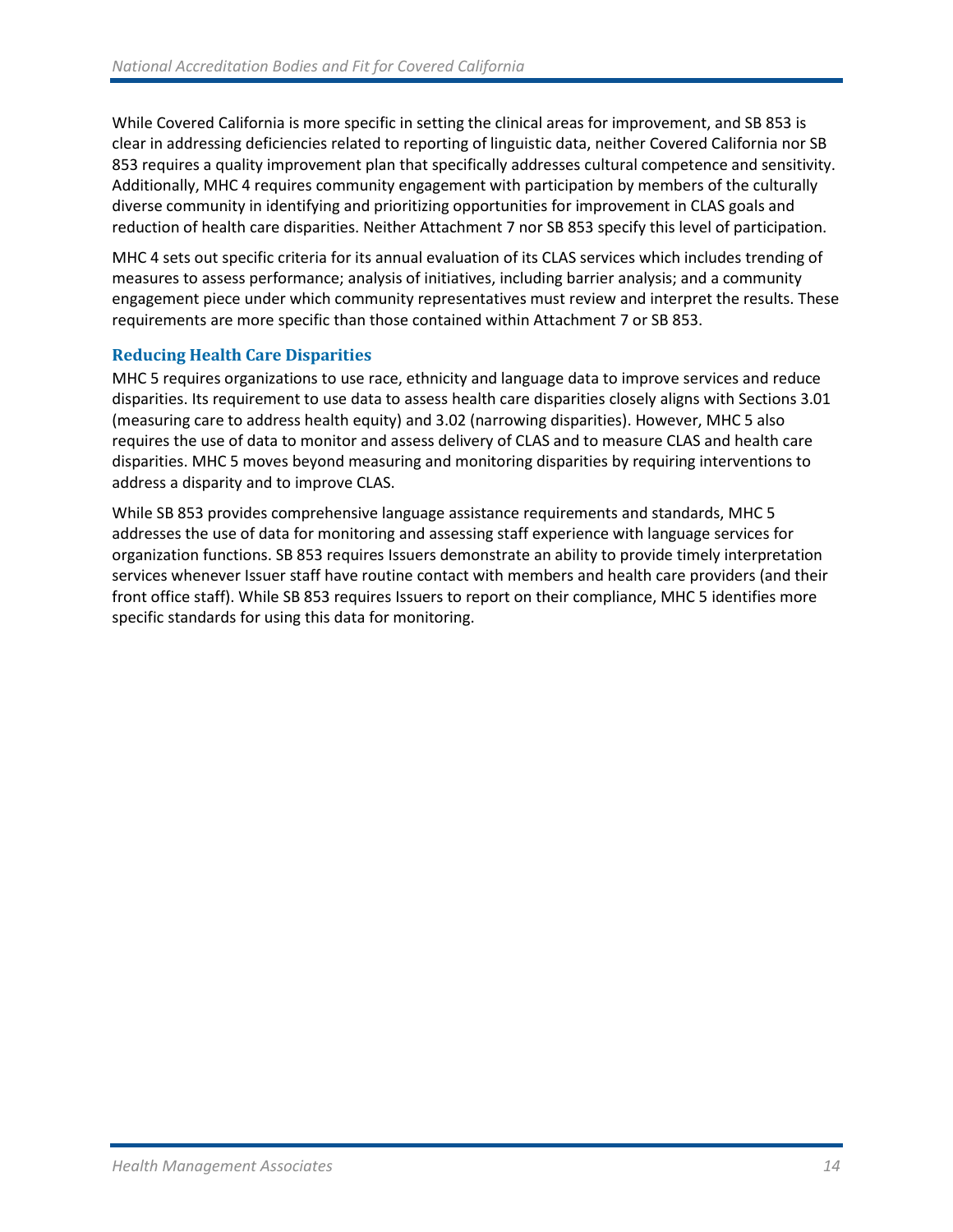While Covered California is more specific in setting the clinical areas for improvement, and SB 853 is clear in addressing deficiencies related to reporting of linguistic data, neither Covered California nor SB 853 requires a quality improvement plan that specifically addresses cultural competence and sensitivity. Additionally, MHC 4 requires community engagement with participation by members of the culturally diverse community in identifying and prioritizing opportunities for improvement in CLAS goals and reduction of health care disparities. Neither Attachment 7 nor SB 853 specify this level of participation.

MHC 4 sets out specific criteria for its annual evaluation of its CLAS services which includes trending of measures to assess performance; analysis of initiatives, including barrier analysis; and a community engagement piece under which community representatives must review and interpret the results. These requirements are more specific than those contained within Attachment 7 or SB 853.

### Reducing Health Care Disparities

MHC 5 requires organizations to use race, ethnicity and language data to improve services and reduce disparities. Its requirement to use data to assess health care disparities closely aligns with Sections 3.01 (measuring care to address health equity) and 3.02 (narrowing disparities). However, MHC 5 also requires the use of data to monitor and assess delivery of CLAS and to measure CLAS and health care disparities. MHC 5 moves beyond measuring and monitoring disparities by requiring interventions to address a disparity and to improve CLAS.

While SB 853 provides comprehensive language assistance requirements and standards, MHC 5 addresses the use of data for monitoring and assessing staff experience with language services for organization functions. SB 853 requires Issuers demonstrate an ability to provide timely interpretation services whenever Issuer staff have routine contact with members and health care providers (and their front office staff). While SB 853 requires Issuers to report on their compliance, MHC 5 identifies more specific standards for using this data for monitoring.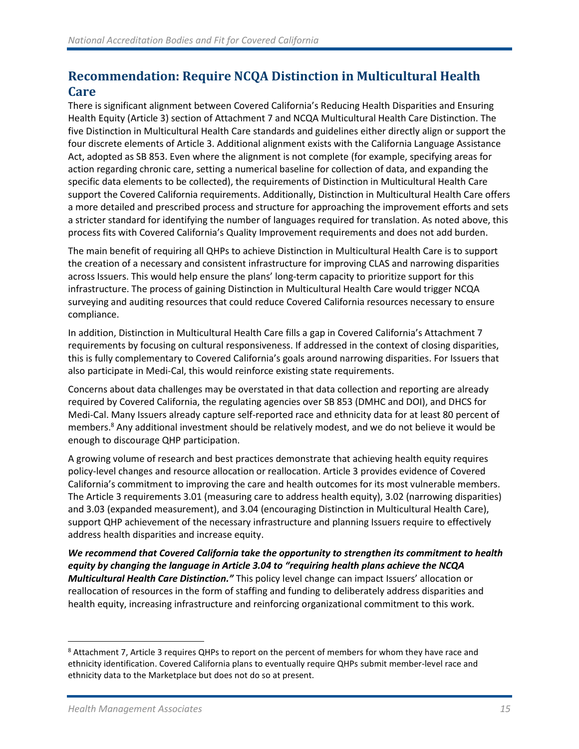## Recommendation: Require NCQA Distinction in Multicultural Health Care

There is significant alignment between Covered California's Reducing Health Disparities and Ensuring Health Equity (Article 3) section of Attachment 7 and NCQA Multicultural Health Care Distinction. The five Distinction in Multicultural Health Care standards and guidelines either directly align or support the four discrete elements of Article 3. Additional alignment exists with the California Language Assistance Act, adopted as SB 853. Even where the alignment is not complete (for example, specifying areas for action regarding chronic care, setting a numerical baseline for collection of data, and expanding the specific data elements to be collected), the requirements of Distinction in Multicultural Health Care support the Covered California requirements. Additionally, Distinction in Multicultural Health Care offers a more detailed and prescribed process and structure for approaching the improvement efforts and sets a stricter standard for identifying the number of languages required for translation. As noted above, this process fits with Covered California's Quality Improvement requirements and does not add burden.

The main benefit of requiring all QHPs to achieve Distinction in Multicultural Health Care is to support the creation of a necessary and consistent infrastructure for improving CLAS and narrowing disparities across Issuers. This would help ensure the plans' long-term capacity to prioritize support for this infrastructure. The process of gaining Distinction in Multicultural Health Care would trigger NCQA surveying and auditing resources that could reduce Covered California resources necessary to ensure compliance.

In addition, Distinction in Multicultural Health Care fills a gap in Covered California's Attachment 7 requirements by focusing on cultural responsiveness. If addressed in the context of closing disparities, this is fully complementary to Covered California's goals around narrowing disparities. For Issuers that also participate in Medi-Cal, this would reinforce existing state requirements.

Concerns about data challenges may be overstated in that data collection and reporting are already required by Covered California, the regulating agencies over SB 853 (DMHC and DOI), and DHCS for Medi-Cal. Many Issuers already capture self-reported race and ethnicity data for at least 80 percent of members.[8] Any additional investment should be relatively modest, and we do not believe it would be enough to discourage QHP participation.

A growing volume of research and best practices demonstrate that achieving health equity requires policy-level changes and resource allocation or reallocation. Article 3 provides evidence of Covered California's commitment to improving the care and health outcomes for its most vulnerable members. The Article 3 requirements 3.01 (measuring care to address health equity), 3.02 (narrowing disparities) and 3.03 (expanded measurement), and 3.04 (encouraging Distinction in Multicultural Health Care), support QHP achievement of the necessary infrastructure and planning Issuers require to effectively address health disparities and increase equity.

***We recommend that Covered California take the opportunity to strengthen its commitment to health equity by changing the language in Article 3.04 to "requiring health plans achieve the NCQA Multicultural Health Care Distinction."*** This policy level change can impact Issuers' allocation or reallocation of resources in the form of staffing and funding to deliberately address disparities and health equity, increasing infrastructure and reinforcing organizational commitment to this work.

---

[8] Attachment 7, Article 3 requires QHPs to report on the percent of members for whom they have race and ethnicity identification. Covered California plans to eventually require QHPs submit member-level race and ethnicity data to the Marketplace but does not do so at present.